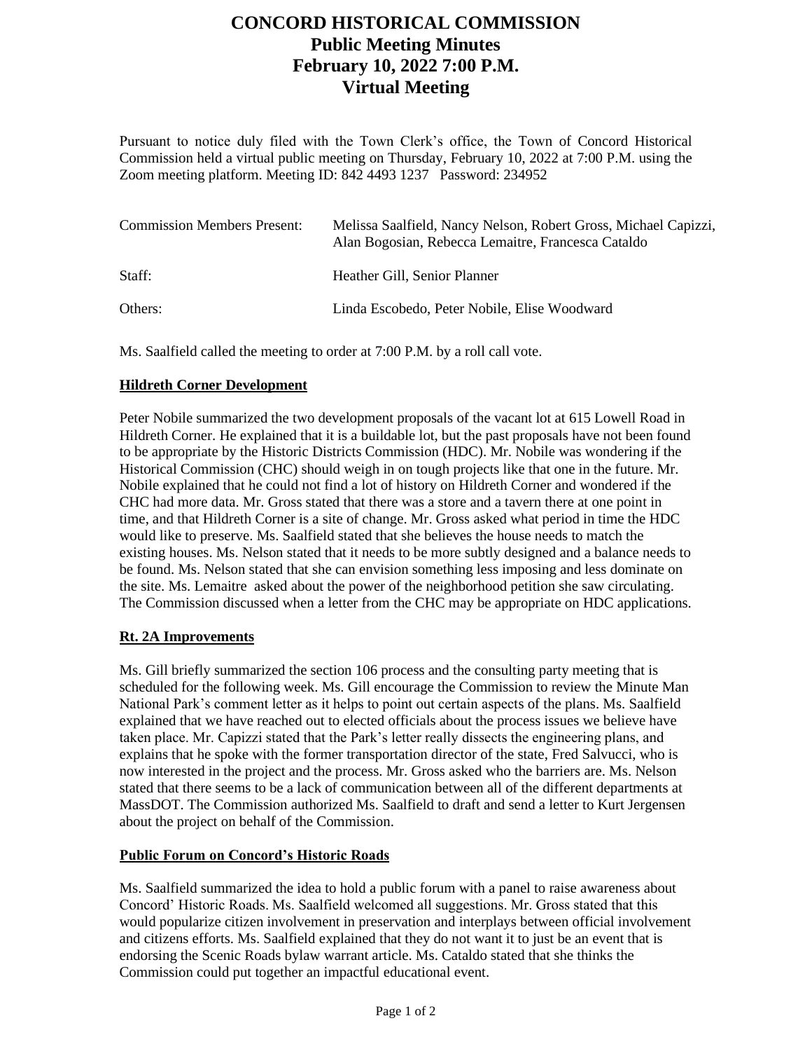# CONCORD HISTORICAL COMMISSION
## Public Meeting Minutes
## February 10, 2022 7:00 P.M.
## Virtual Meeting

Pursuant to notice duly filed with the Town Clerk's office, the Town of Concord Historical Commission held a virtual public meeting on Thursday, February 10, 2022 at 7:00 P.M. using the Zoom meeting platform. Meeting ID: 842 4493 1237 Password: 234952

| | |
|---|---|
| Commission Members Present: | Melissa Saalfield, Nancy Nelson, Robert Gross, Michael Capizzi, Alan Bogosian, Rebecca Lemaitre, Francesca Cataldo |
| Staff: | Heather Gill, Senior Planner |
| Others: | Linda Escobedo, Peter Nobile, Elise Woodward |

Ms. Saalfield called the meeting to order at 7:00 P.M. by a roll call vote.

**Hildreth Corner Development**

Peter Nobile summarized the two development proposals of the vacant lot at 615 Lowell Road in Hildreth Corner. He explained that it is a buildable lot, but the past proposals have not been found to be appropriate by the Historic Districts Commission (HDC). Mr. Nobile was wondering if the Historical Commission (CHC) should weigh in on tough projects like that one in the future. Mr. Nobile explained that he could not find a lot of history on Hildreth Corner and wondered if the CHC had more data. Mr. Gross stated that there was a store and a tavern there at one point in time, and that Hildreth Corner is a site of change. Mr. Gross asked what period in time the HDC would like to preserve. Ms. Saalfield stated that she believes the house needs to match the existing houses. Ms. Nelson stated that it needs to be more subtly designed and a balance needs to be found. Ms. Nelson stated that she can envision something less imposing and less dominate on the site. Ms. Lemaitre asked about the power of the neighborhood petition she saw circulating. The Commission discussed when a letter from the CHC may be appropriate on HDC applications.

**Rt. 2A Improvements**

Ms. Gill briefly summarized the section 106 process and the consulting party meeting that is scheduled for the following week. Ms. Gill encourage the Commission to review the Minute Man National Park's comment letter as it helps to point out certain aspects of the plans. Ms. Saalfield explained that we have reached out to elected officials about the process issues we believe have taken place. Mr. Capizzi stated that the Park's letter really dissects the engineering plans, and explains that he spoke with the former transportation director of the state, Fred Salvucci, who is now interested in the project and the process. Mr. Gross asked who the barriers are. Ms. Nelson stated that there seems to be a lack of communication between all of the different departments at MassDOT. The Commission authorized Ms. Saalfield to draft and send a letter to Kurt Jergensen about the project on behalf of the Commission.

**Public Forum on Concord's Historic Roads**

Ms. Saalfield summarized the idea to hold a public forum with a panel to raise awareness about Concord' Historic Roads. Ms. Saalfield welcomed all suggestions. Mr. Gross stated that this would popularize citizen involvement in preservation and interplays between official involvement and citizens efforts. Ms. Saalfield explained that they do not want it to just be an event that is endorsing the Scenic Roads bylaw warrant article. Ms. Cataldo stated that she thinks the Commission could put together an impactful educational event.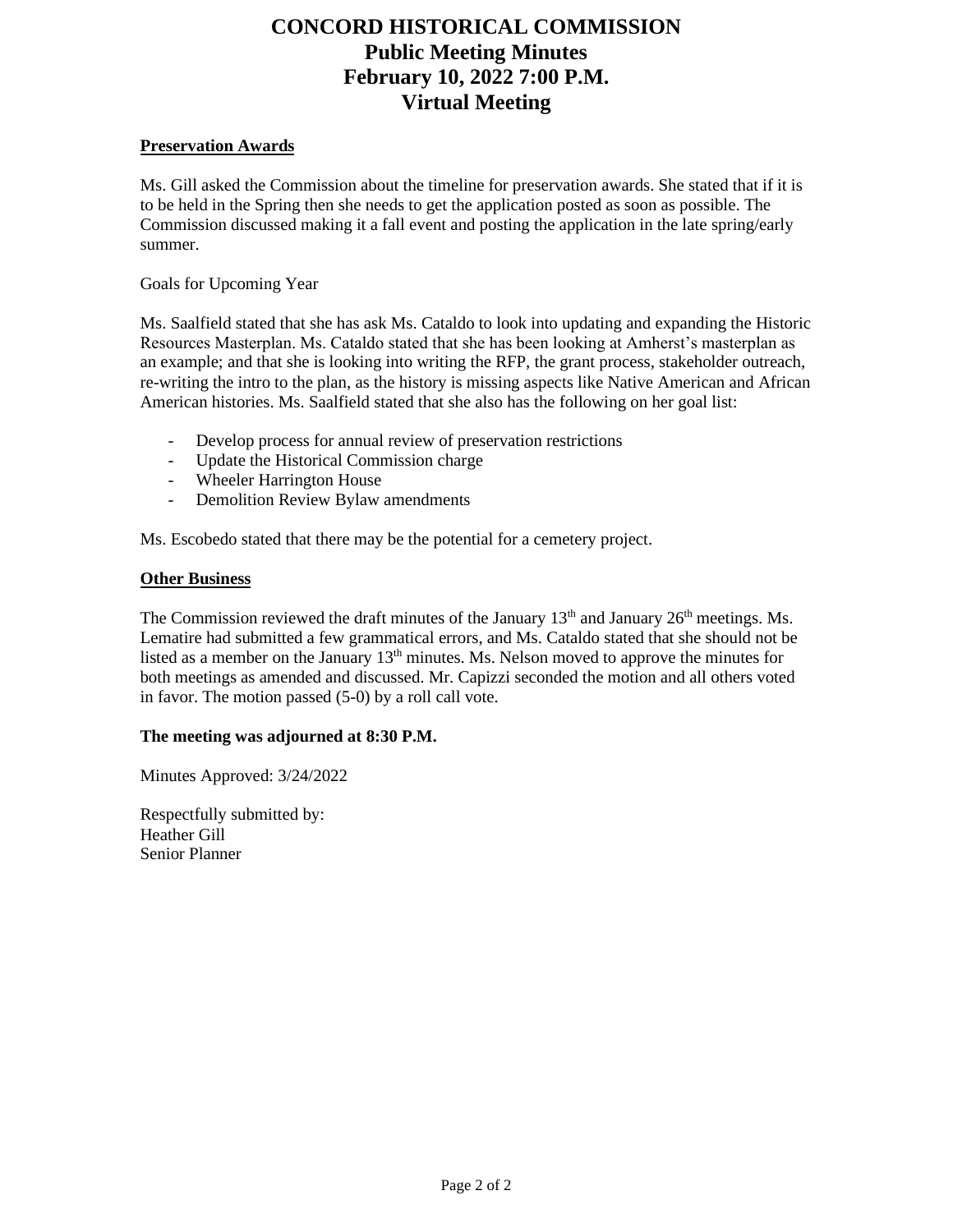# CONCORD HISTORICAL COMMISSION
# Public Meeting Minutes
# February 10, 2022 7:00 P.M.
# Virtual Meeting

**Preservation Awards**

Ms. Gill asked the Commission about the timeline for preservation awards. She stated that if it is to be held in the Spring then she needs to get the application posted as soon as possible. The Commission discussed making it a fall event and posting the application in the late spring/early summer.

Goals for Upcoming Year

Ms. Saalfield stated that she has ask Ms. Cataldo to look into updating and expanding the Historic Resources Masterplan. Ms. Cataldo stated that she has been looking at Amherst's masterplan as an example; and that she is looking into writing the RFP, the grant process, stakeholder outreach, re-writing the intro to the plan, as the history is missing aspects like Native American and African American histories. Ms. Saalfield stated that she also has the following on her goal list:

- Develop process for annual review of preservation restrictions
- Update the Historical Commission charge
- Wheeler Harrington House
- Demolition Review Bylaw amendments

Ms. Escobedo stated that there may be the potential for a cemetery project.

**Other Business**

The Commission reviewed the draft minutes of the January 13th and January 26th meetings. Ms. Lematire had submitted a few grammatical errors, and Ms. Cataldo stated that she should not be listed as a member on the January 13th minutes. Ms. Nelson moved to approve the minutes for both meetings as amended and discussed. Mr. Capizzi seconded the motion and all others voted in favor. The motion passed (5-0) by a roll call vote.

**The meeting was adjourned at 8:30 P.M.**

Minutes Approved: 3/24/2022

Respectfully submitted by:
Heather Gill
Senior Planner